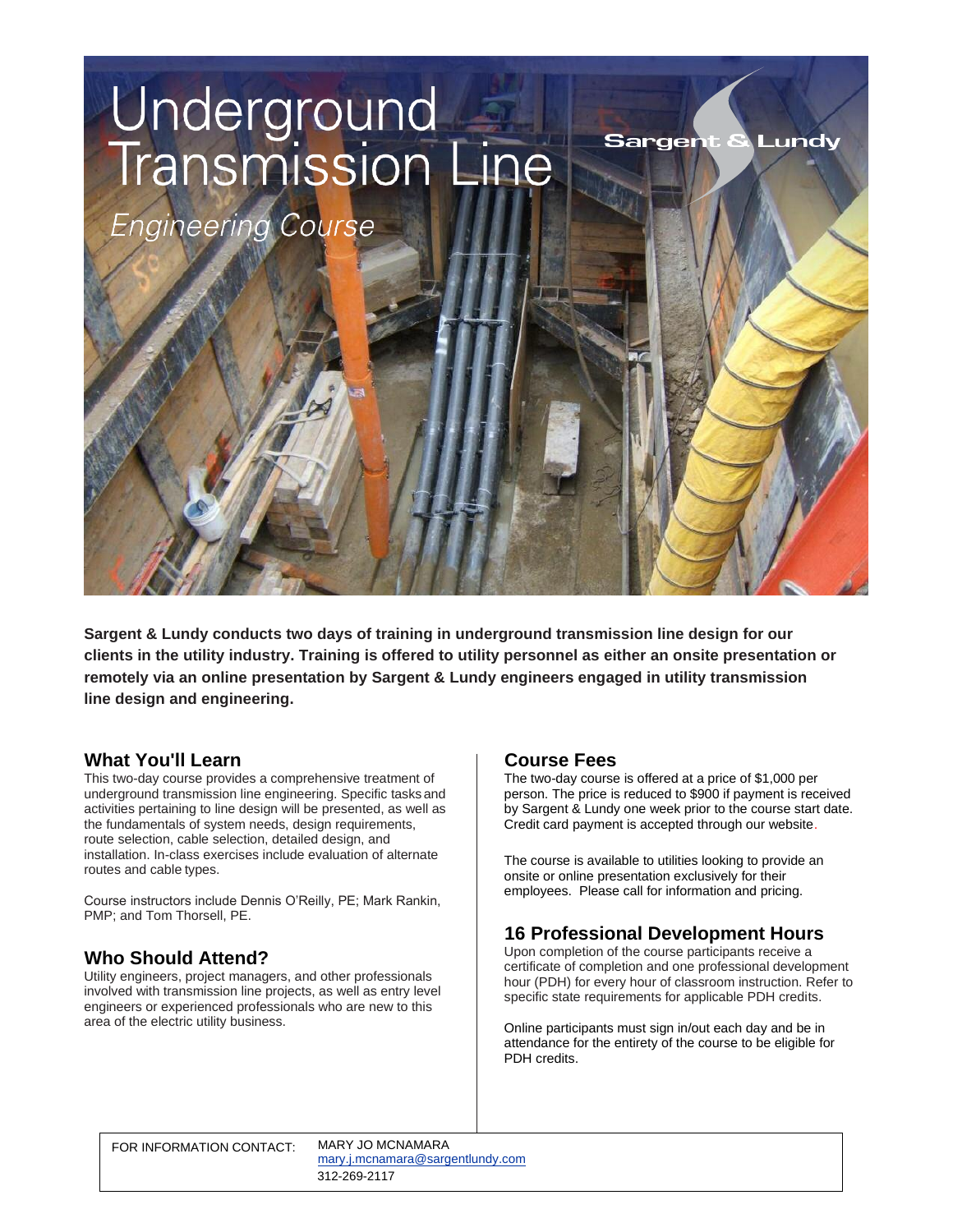# Underground Transmission Line

*Engineering Course*

Sargent & Lundy

**Sargent & Lundy conducts two days of training in underground transmission line design for our clients in the utility industry. Training is offered to utility personnel as either an onsite presentation or remotely via an online presentation by Sargent & Lundy engineers engaged in utility transmission line design and engineering.**

## What You'll Learn

This two-day course provides a comprehensive treatment of underground transmission line engineering. Specific tasks and activities pertaining to line design will be presented, as well as the fundamentals of system needs, design requirements, route selection, cable selection, detailed design, and installation. In-class exercises include evaluation of alternate routes and cable types.

Course instructors include Dennis O'Reilly, PE; Mark Rankin, PMP; and Tom Thorsell, PE.

## Who Should Attend?

Utility engineers, project managers, and other professionals involved with transmission line projects, as well as entry level engineers or experienced professionals who are new to this area of the electric utility business.

## Course Fees

The two-day course is offered at a price of $1,000 per person. The price is reduced to $900 if payment is received by Sargent & Lundy one week prior to the course start date. Credit card payment is accepted through our website.

The course is available to utilities looking to provide an onsite or online presentation exclusively for their employees. Please call for information and pricing.

## 16 Professional Development Hours

Upon completion of the course participants receive a certificate of completion and one professional development hour (PDH) for every hour of classroom instruction. Refer to specific state requirements for applicable PDH credits.

Online participants must sign in/out each day and be in attendance for the entirety of the course to be eligible for PDH credits.

FOR INFORMATION CONTACT: MARY JO MCNAMARA
mary.j.mcnamara@sargentlundy.com
312-269-2117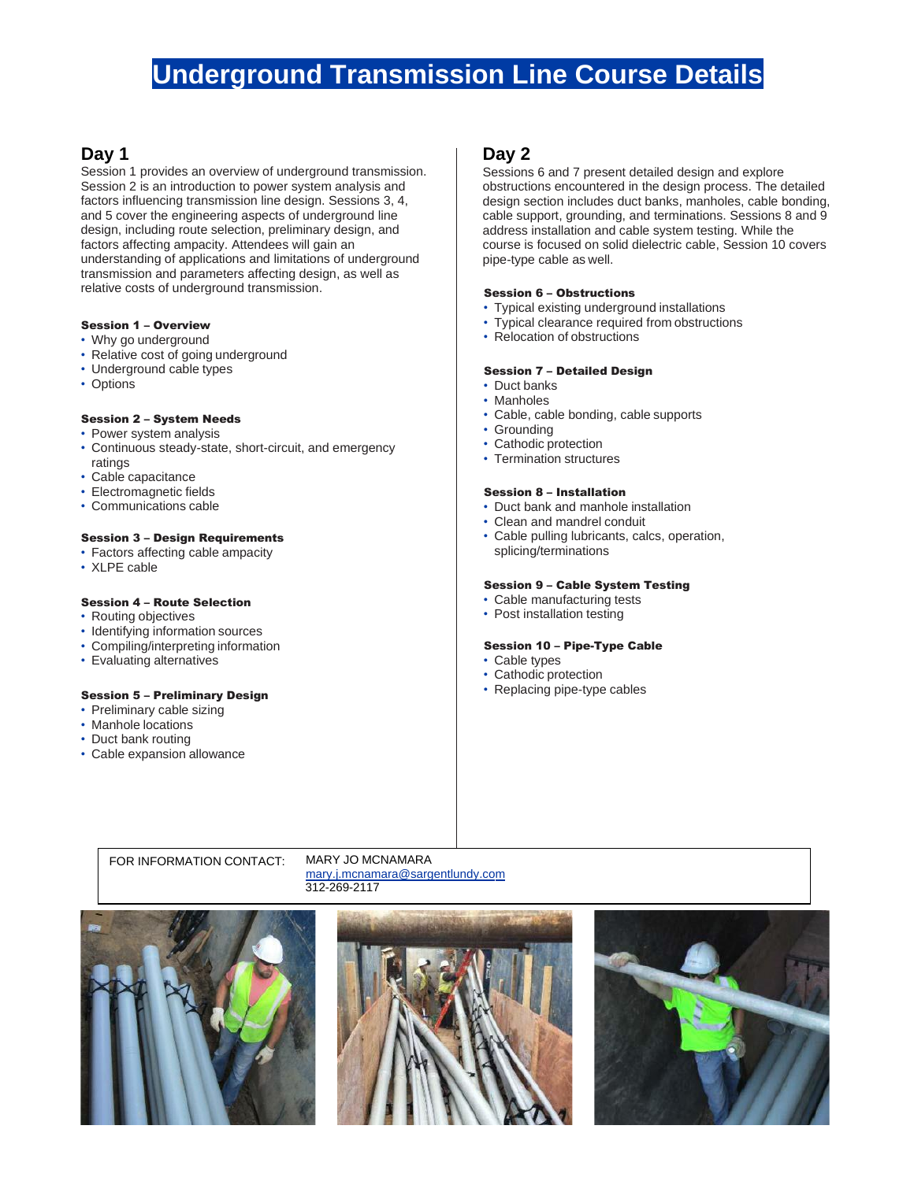# Underground Transmission Line Course Details

## Day 1

Session 1 provides an overview of underground transmission. Session 2 is an introduction to power system analysis and factors influencing transmission line design. Sessions 3, 4, and 5 cover the engineering aspects of underground line design, including route selection, preliminary design, and factors affecting ampacity. Attendees will gain an understanding of applications and limitations of underground transmission and parameters affecting design, as well as relative costs of underground transmission.

**Session 1 – Overview**

- Why go underground
- Relative cost of going underground
- Underground cable types
- Options

**Session 2 – System Needs**

- Power system analysis
- Continuous steady-state, short-circuit, and emergency ratings
- Cable capacitance
- Electromagnetic fields
- Communications cable

**Session 3 – Design Requirements**

- Factors affecting cable ampacity
- XLPE cable

**Session 4 – Route Selection**

- Routing objectives
- Identifying information sources
- Compiling/interpreting information
- Evaluating alternatives

**Session 5 – Preliminary Design**

- Preliminary cable sizing
- Manhole locations
- Duct bank routing
- Cable expansion allowance

## Day 2

Sessions 6 and 7 present detailed design and explore obstructions encountered in the design process. The detailed design section includes duct banks, manholes, cable bonding, cable support, grounding, and terminations. Sessions 8 and 9 address installation and cable system testing. While the course is focused on solid dielectric cable, Session 10 covers pipe-type cable as well.

**Session 6 – Obstructions**

- Typical existing underground installations
- Typical clearance required from obstructions
- Relocation of obstructions

**Session 7 – Detailed Design**

- Duct banks
- Manholes
- Cable, cable bonding, cable supports
- Grounding
- Cathodic protection
- Termination structures

**Session 8 – Installation**

- Duct bank and manhole installation
- Clean and mandrel conduit
- Cable pulling lubricants, calcs, operation, splicing/terminations

**Session 9 – Cable System Testing**

- Cable manufacturing tests
- Post installation testing

**Session 10 – Pipe-Type Cable**

- Cable types
- Cathodic protection
- Replacing pipe-type cables

| | |
|---|---|
| FOR INFORMATION CONTACT: | MARY JO MCNAMARA<br>mary.j.mcnamara@sargentlundy.com<br>312-269-2117 |